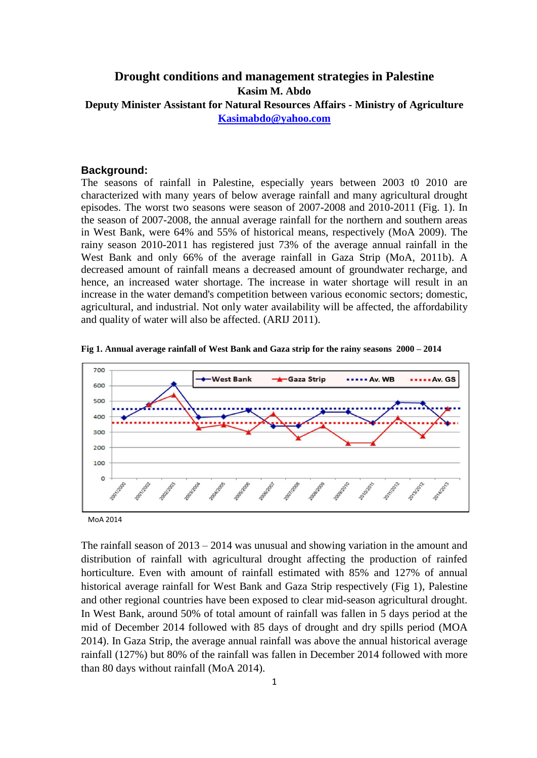# Drought conditions and management strategies in Palestine

**Kasim M. Abdo**

**Deputy Minister Assistant for Natural Resources Affairs - Ministry of Agriculture**

**Kasimabdo@yahoo.com**

## Background:

The seasons of rainfall in Palestine, especially years between 2003 t0 2010 are characterized with many years of below average rainfall and many agricultural drought episodes. The worst two seasons were season of 2007-2008 and 2010-2011 (Fig. 1). In the season of 2007-2008, the annual average rainfall for the northern and southern areas in West Bank, were 64% and 55% of historical means, respectively (MoA 2009). The rainy season 2010-2011 has registered just 73% of the average annual rainfall in the West Bank and only 66% of the average rainfall in Gaza Strip (MoA, 2011b). A decreased amount of rainfall means a decreased amount of groundwater recharge, and hence, an increased water shortage. The increase in water shortage will result in an increase in the water demand's competition between various economic sectors; domestic, agricultural, and industrial. Not only water availability will be affected, the affordability and quality of water will also be affected. (ARIJ 2011).

**Fig 1. Annual average rainfall of West Bank and Gaza strip for the rainy seasons 2000 – 2014**

MoA 2014

The rainfall season of 2013 – 2014 was unusual and showing variation in the amount and distribution of rainfall with agricultural drought affecting the production of rainfed horticulture. Even with amount of rainfall estimated with 85% and 127% of annual historical average rainfall for West Bank and Gaza Strip respectively (Fig 1), Palestine and other regional countries have been exposed to clear mid-season agricultural drought. In West Bank, around 50% of total amount of rainfall was fallen in 5 days period at the mid of December 2014 followed with 85 days of drought and dry spills period (MOA 2014). In Gaza Strip, the average annual rainfall was above the annual historical average rainfall (127%) but 80% of the rainfall was fallen in December 2014 followed with more than 80 days without rainfall (MoA 2014).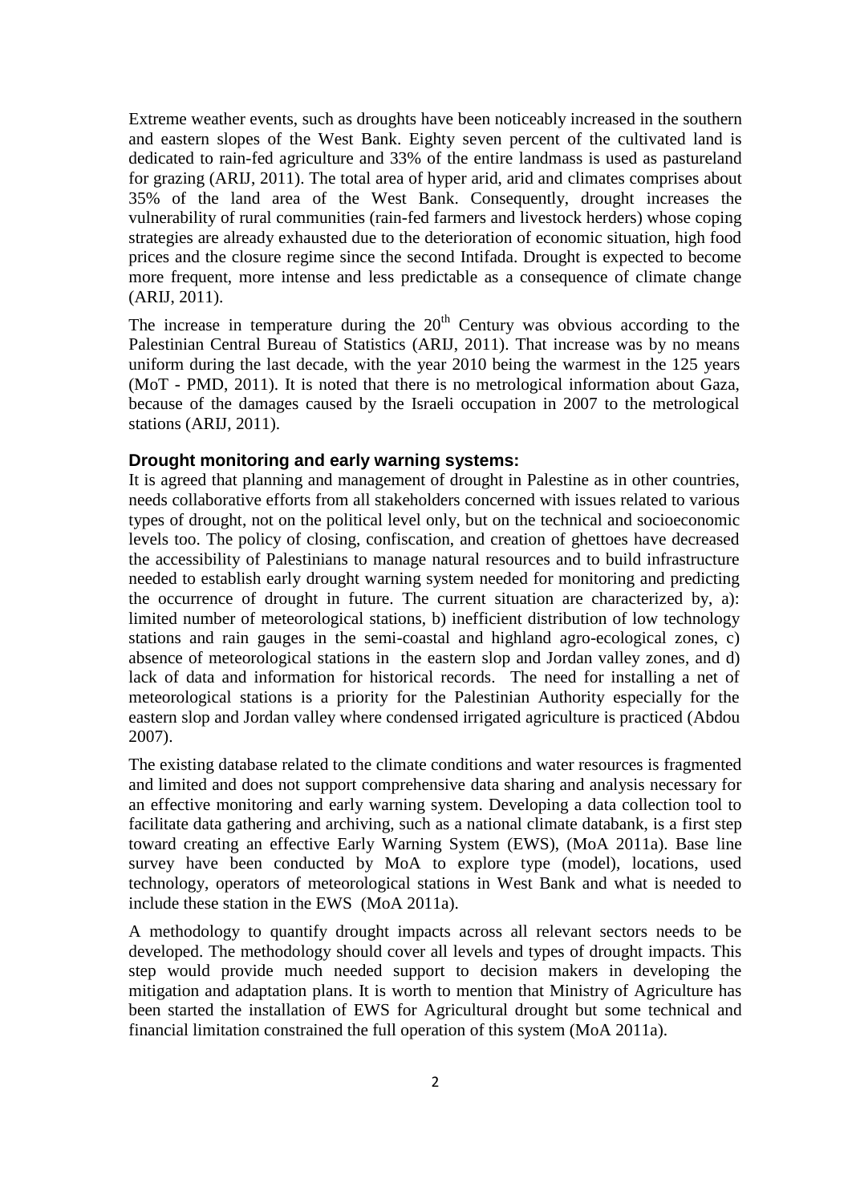Extreme weather events, such as droughts have been noticeably increased in the southern and eastern slopes of the West Bank. Eighty seven percent of the cultivated land is dedicated to rain-fed agriculture and 33% of the entire landmass is used as pastureland for grazing (ARIJ, 2011). The total area of hyper arid, arid and climates comprises about 35% of the land area of the West Bank. Consequently, drought increases the vulnerability of rural communities (rain-fed farmers and livestock herders) whose coping strategies are already exhausted due to the deterioration of economic situation, high food prices and the closure regime since the second Intifada. Drought is expected to become more frequent, more intense and less predictable as a consequence of climate change (ARIJ, 2011).

The increase in temperature during the 20th Century was obvious according to the Palestinian Central Bureau of Statistics (ARIJ, 2011). That increase was by no means uniform during the last decade, with the year 2010 being the warmest in the 125 years (MoT - PMD, 2011). It is noted that there is no metrological information about Gaza, because of the damages caused by the Israeli occupation in 2007 to the metrological stations (ARIJ, 2011).

### Drought monitoring and early warning systems:

It is agreed that planning and management of drought in Palestine as in other countries, needs collaborative efforts from all stakeholders concerned with issues related to various types of drought, not on the political level only, but on the technical and socioeconomic levels too. The policy of closing, confiscation, and creation of ghettoes have decreased the accessibility of Palestinians to manage natural resources and to build infrastructure needed to establish early drought warning system needed for monitoring and predicting the occurrence of drought in future. The current situation are characterized by, a): limited number of meteorological stations, b) inefficient distribution of low technology stations and rain gauges in the semi-coastal and highland agro-ecological zones, c) absence of meteorological stations in the eastern slop and Jordan valley zones, and d) lack of data and information for historical records. The need for installing a net of meteorological stations is a priority for the Palestinian Authority especially for the eastern slop and Jordan valley where condensed irrigated agriculture is practiced (Abdou 2007).

The existing database related to the climate conditions and water resources is fragmented and limited and does not support comprehensive data sharing and analysis necessary for an effective monitoring and early warning system. Developing a data collection tool to facilitate data gathering and archiving, such as a national climate databank, is a first step toward creating an effective Early Warning System (EWS), (MoA 2011a). Base line survey have been conducted by MoA to explore type (model), locations, used technology, operators of meteorological stations in West Bank and what is needed to include these station in the EWS (MoA 2011a).

A methodology to quantify drought impacts across all relevant sectors needs to be developed. The methodology should cover all levels and types of drought impacts. This step would provide much needed support to decision makers in developing the mitigation and adaptation plans. It is worth to mention that Ministry of Agriculture has been started the installation of EWS for Agricultural drought but some technical and financial limitation constrained the full operation of this system (MoA 2011a).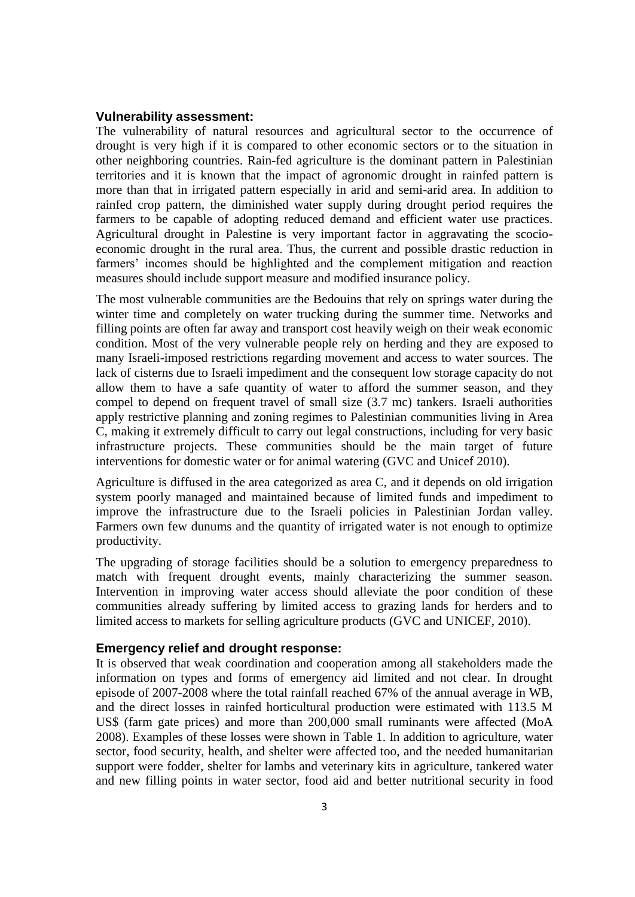### Vulnerability assessment:

The vulnerability of natural resources and agricultural sector to the occurrence of drought is very high if it is compared to other economic sectors or to the situation in other neighboring countries. Rain-fed agriculture is the dominant pattern in Palestinian territories and it is known that the impact of agronomic drought in rainfed pattern is more than that in irrigated pattern especially in arid and semi-arid area. In addition to rainfed crop pattern, the diminished water supply during drought period requires the farmers to be capable of adopting reduced demand and efficient water use practices. Agricultural drought in Palestine is very important factor in aggravating the scocio-economic drought in the rural area. Thus, the current and possible drastic reduction in farmers' incomes should be highlighted and the complement mitigation and reaction measures should include support measure and modified insurance policy.

The most vulnerable communities are the Bedouins that rely on springs water during the winter time and completely on water trucking during the summer time. Networks and filling points are often far away and transport cost heavily weigh on their weak economic condition. Most of the very vulnerable people rely on herding and they are exposed to many Israeli-imposed restrictions regarding movement and access to water sources. The lack of cisterns due to Israeli impediment and the consequent low storage capacity do not allow them to have a safe quantity of water to afford the summer season, and they compel to depend on frequent travel of small size (3.7 mc) tankers. Israeli authorities apply restrictive planning and zoning regimes to Palestinian communities living in Area C, making it extremely difficult to carry out legal constructions, including for very basic infrastructure projects. These communities should be the main target of future interventions for domestic water or for animal watering (GVC and Unicef 2010).

Agriculture is diffused in the area categorized as area C, and it depends on old irrigation system poorly managed and maintained because of limited funds and impediment to improve the infrastructure due to the Israeli policies in Palestinian Jordan valley. Farmers own few dunums and the quantity of irrigated water is not enough to optimize productivity.

The upgrading of storage facilities should be a solution to emergency preparedness to match with frequent drought events, mainly characterizing the summer season. Intervention in improving water access should alleviate the poor condition of these communities already suffering by limited access to grazing lands for herders and to limited access to markets for selling agriculture products (GVC and UNICEF, 2010).

### Emergency relief and drought response:

It is observed that weak coordination and cooperation among all stakeholders made the information on types and forms of emergency aid limited and not clear. In drought episode of 2007-2008 where the total rainfall reached 67% of the annual average in WB, and the direct losses in rainfed horticultural production were estimated with 113.5 M US$ (farm gate prices) and more than 200,000 small ruminants were affected (MoA 2008). Examples of these losses were shown in Table 1. In addition to agriculture, water sector, food security, health, and shelter were affected too, and the needed humanitarian support were fodder, shelter for lambs and veterinary kits in agriculture, tankered water and new filling points in water sector, food aid and better nutritional security in food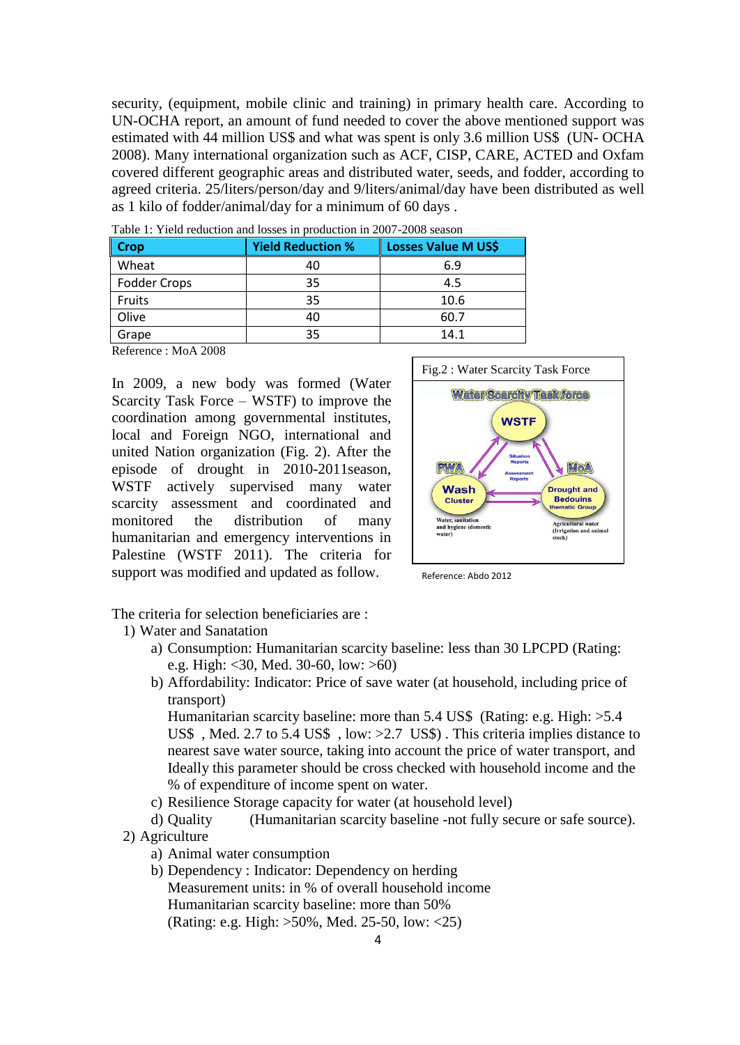security, (equipment, mobile clinic and training) in primary health care. According to UN-OCHA report, an amount of fund needed to cover the above mentioned support was estimated with 44 million US$ and what was spent is only 3.6 million US$ (UN- OCHA 2008). Many international organization such as ACF, CISP, CARE, ACTED and Oxfam covered different geographic areas and distributed water, seeds, and fodder, according to agreed criteria. 25/liters/person/day and 9/liters/animal/day have been distributed as well as 1 kilo of fodder/animal/day for a minimum of 60 days .

Table 1: Yield reduction and losses in production in 2007-2008 season

| Crop | Yield Reduction % | Losses Value M US$ |
|---|---|---|
| Wheat | 40 | 6.9 |
| Fodder Crops | 35 | 4.5 |
| Fruits | 35 | 10.6 |
| Olive | 40 | 60.7 |
| Grape | 35 | 14.1 |

Reference : MoA 2008

In 2009, a new body was formed (Water Scarcity Task Force – WSTF) to improve the coordination among governmental institutes, local and Foreign NGO, international and united Nation organization (Fig. 2). After the episode of drought in 2010-2011season, WSTF actively supervised many water scarcity assessment and coordinated and monitored the distribution of many humanitarian and emergency interventions in Palestine (WSTF 2011). The criteria for support was modified and updated as follow.

Fig.2 : Water Scarcity Task Force

Reference: Abdo 2012

The criteria for selection beneficiaries are :

1) Water and Sanatation
   a) Consumption: Humanitarian scarcity baseline: less than 30 LPCPD (Rating: e.g. High: <30, Med. 30-60, low: >60)
   b) Affordability: Indicator: Price of save water (at household, including price of transport)
      Humanitarian scarcity baseline: more than 5.4 US$ (Rating: e.g. High: >5.4 US$ , Med. 2.7 to 5.4 US$ , low: >2.7 US$) . This criteria implies distance to nearest save water source, taking into account the price of water transport, and Ideally this parameter should be cross checked with household income and the % of expenditure of income spent on water.
   c) Resilience Storage capacity for water (at household level)
   d) Quality (Humanitarian scarcity baseline -not fully secure or safe source).
2) Agriculture
   a) Animal water consumption
   b) Dependency : Indicator: Dependency on herding
      Measurement units: in % of overall household income
      Humanitarian scarcity baseline: more than 50%
      (Rating: e.g. High: >50%, Med. 25-50, low: <25)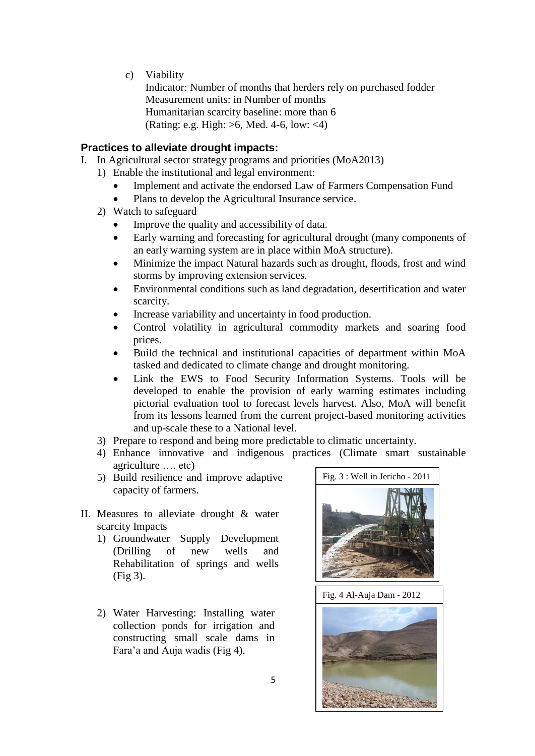c) Viability
   Indicator: Number of months that herders rely on purchased fodder
   Measurement units: in Number of months
   Humanitarian scarcity baseline: more than 6
   (Rating: e.g. High: >6, Med. 4-6, low: <4)

### Practices to alleviate drought impacts:

I. In Agricultural sector strategy programs and priorities (MoA2013)
   1) Enable the institutional and legal environment:
      - Implement and activate the endorsed Law of Farmers Compensation Fund
      - Plans to develop the Agricultural Insurance service.
   2) Watch to safeguard
      - Improve the quality and accessibility of data.
      - Early warning and forecasting for agricultural drought (many components of an early warning system are in place within MoA structure).
      - Minimize the impact Natural hazards such as drought, floods, frost and wind storms by improving extension services.
      - Environmental conditions such as land degradation, desertification and water scarcity.
      - Increase variability and uncertainty in food production.
      - Control volatility in agricultural commodity markets and soaring food prices.
      - Build the technical and institutional capacities of department within MoA tasked and dedicated to climate change and drought monitoring.
      - Link the EWS to Food Security Information Systems. Tools will be developed to enable the provision of early warning estimates including pictorial evaluation tool to forecast levels harvest. Also, MoA will benefit from its lessons learned from the current project-based monitoring activities and up-scale these to a National level.
   3) Prepare to respond and being more predictable to climatic uncertainty.
   4) Enhance innovative and indigenous practices (Climate smart sustainable agriculture …. etc)
   5) Build resilience and improve adaptive capacity of farmers.

II. Measures to alleviate drought & water scarcity Impacts
   1) Groundwater Supply Development (Drilling of new wells and Rehabilitation of springs and wells (Fig 3).
   2) Water Harvesting: Installing water collection ponds for irrigation and constructing small scale dams in Fara'a and Auja wadis (Fig 4).

Fig. 3 : Well in Jericho - 2011

Fig. 4 Al-Auja Dam - 2012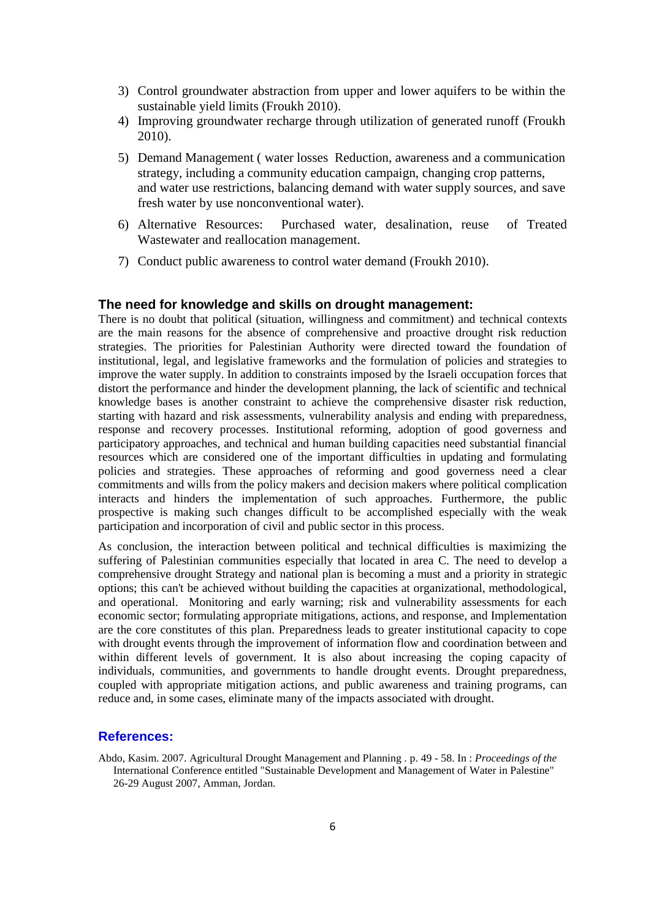3) Control groundwater abstraction from upper and lower aquifers to be within the sustainable yield limits (Froukh 2010).
4) Improving groundwater recharge through utilization of generated runoff (Froukh 2010).
5) Demand Management ( water losses Reduction, awareness and a communication strategy, including a community education campaign, changing crop patterns, and water use restrictions, balancing demand with water supply sources, and save fresh water by use nonconventional water).
6) Alternative Resources: Purchased water, desalination, reuse of Treated Wastewater and reallocation management.
7) Conduct public awareness to control water demand (Froukh 2010).

## The need for knowledge and skills on drought management:

There is no doubt that political (situation, willingness and commitment) and technical contexts are the main reasons for the absence of comprehensive and proactive drought risk reduction strategies. The priorities for Palestinian Authority were directed toward the foundation of institutional, legal, and legislative frameworks and the formulation of policies and strategies to improve the water supply. In addition to constraints imposed by the Israeli occupation forces that distort the performance and hinder the development planning, the lack of scientific and technical knowledge bases is another constraint to achieve the comprehensive disaster risk reduction, starting with hazard and risk assessments, vulnerability analysis and ending with preparedness, response and recovery processes. Institutional reforming, adoption of good governess and participatory approaches, and technical and human building capacities need substantial financial resources which are considered one of the important difficulties in updating and formulating policies and strategies. These approaches of reforming and good governess need a clear commitments and wills from the policy makers and decision makers where political complication interacts and hinders the implementation of such approaches. Furthermore, the public prospective is making such changes difficult to be accomplished especially with the weak participation and incorporation of civil and public sector in this process.

As conclusion, the interaction between political and technical difficulties is maximizing the suffering of Palestinian communities especially that located in area C. The need to develop a comprehensive drought Strategy and national plan is becoming a must and a priority in strategic options; this can't be achieved without building the capacities at organizational, methodological, and operational. Monitoring and early warning; risk and vulnerability assessments for each economic sector; formulating appropriate mitigations, actions, and response, and Implementation are the core constitutes of this plan. Preparedness leads to greater institutional capacity to cope with drought events through the improvement of information flow and coordination between and within different levels of government. It is also about increasing the coping capacity of individuals, communities, and governments to handle drought events. Drought preparedness, coupled with appropriate mitigation actions, and public awareness and training programs, can reduce and, in some cases, eliminate many of the impacts associated with drought.

## References:

Abdo, Kasim. 2007. Agricultural Drought Management and Planning . p. 49 - 58. In : *Proceedings of the* International Conference entitled "Sustainable Development and Management of Water in Palestine" 26-29 August 2007, Amman, Jordan.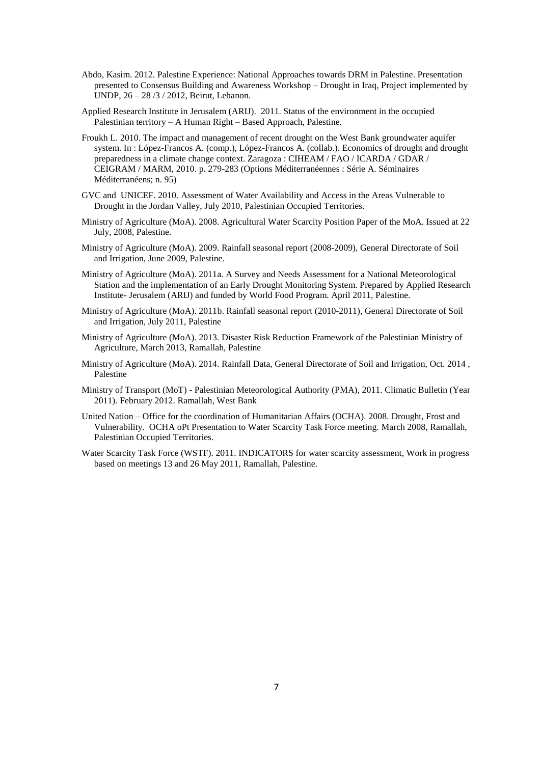Abdo, Kasim. 2012. Palestine Experience: National Approaches towards DRM in Palestine. Presentation presented to Consensus Building and Awareness Workshop – Drought in Iraq, Project implemented by UNDP, 26 – 28 /3 / 2012, Beirut, Lebanon.

Applied Research Institute in Jerusalem (ARIJ). 2011. Status of the environment in the occupied Palestinian territory – A Human Right – Based Approach, Palestine.

Froukh L. 2010. The impact and management of recent drought on the West Bank groundwater aquifer system. In : López-Francos A. (comp.), López-Francos A. (collab.). Economics of drought and drought preparedness in a climate change context. Zaragoza : CIHEAM / FAO / ICARDA / GDAR / CEIGRAM / MARM, 2010. p. 279-283 (Options Méditerranéennes : Série A. Séminaires Méditerranéens; n. 95)

GVC and UNICEF. 2010. Assessment of Water Availability and Access in the Areas Vulnerable to Drought in the Jordan Valley, July 2010, Palestinian Occupied Territories.

Ministry of Agriculture (MoA). 2008. Agricultural Water Scarcity Position Paper of the MoA. Issued at 22 July, 2008, Palestine.

Ministry of Agriculture (MoA). 2009. Rainfall seasonal report (2008-2009), General Directorate of Soil and Irrigation, June 2009, Palestine.

Ministry of Agriculture (MoA). 2011a. A Survey and Needs Assessment for a National Meteorological Station and the implementation of an Early Drought Monitoring System. Prepared by Applied Research Institute- Jerusalem (ARIJ) and funded by World Food Program. April 2011, Palestine.

Ministry of Agriculture (MoA). 2011b. Rainfall seasonal report (2010-2011), General Directorate of Soil and Irrigation, July 2011, Palestine

Ministry of Agriculture (MoA). 2013. Disaster Risk Reduction Framework of the Palestinian Ministry of Agriculture, March 2013, Ramallah, Palestine

Ministry of Agriculture (MoA). 2014. Rainfall Data, General Directorate of Soil and Irrigation, Oct. 2014 , Palestine

Ministry of Transport (MoT) - Palestinian Meteorological Authority (PMA), 2011. Climatic Bulletin (Year 2011). February 2012. Ramallah, West Bank

United Nation – Office for the coordination of Humanitarian Affairs (OCHA). 2008. Drought, Frost and Vulnerability. OCHA oPt Presentation to Water Scarcity Task Force meeting. March 2008, Ramallah, Palestinian Occupied Territories.

Water Scarcity Task Force (WSTF). 2011. INDICATORS for water scarcity assessment, Work in progress based on meetings 13 and 26 May 2011, Ramallah, Palestine.